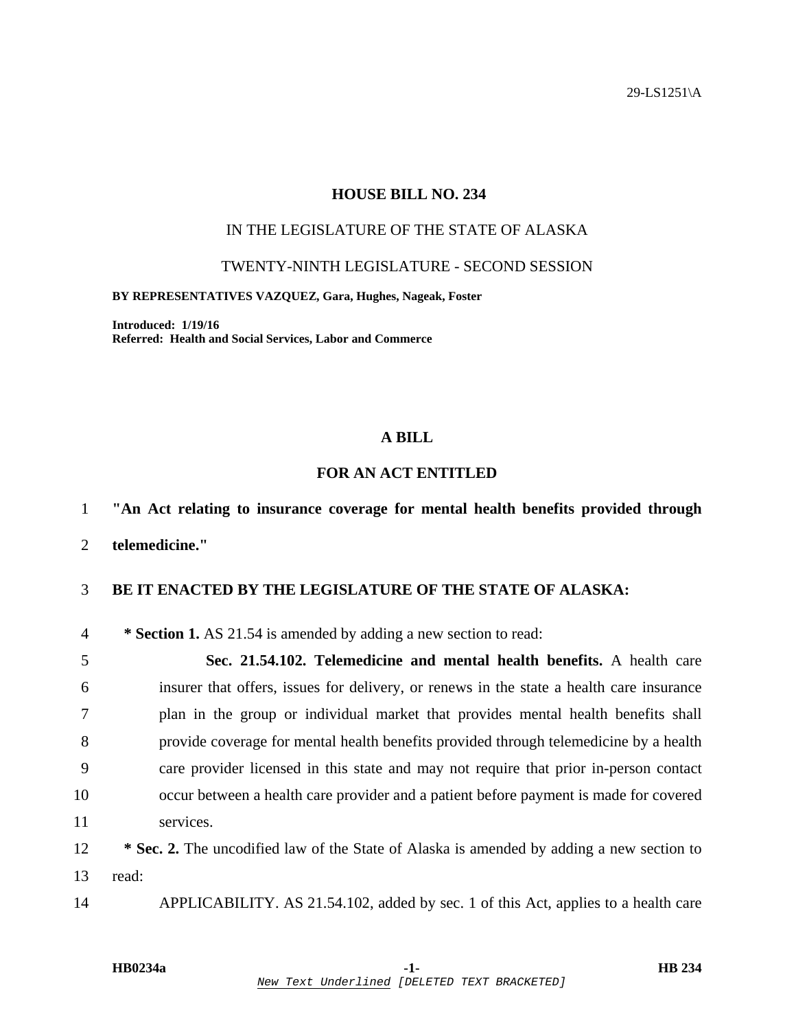29-LS1251\A

# HOUSE BILL NO. 234

## IN THE LEGISLATURE OF THE STATE OF ALASKA

## TWENTY-NINTH LEGISLATURE - SECOND SESSION

**BY REPRESENTATIVES VAZQUEZ, Gara, Hughes, Nageak, Foster**

**Introduced: 1/19/16**
**Referred: Health and Social Services, Labor and Commerce**

## A BILL

## FOR AN ACT ENTITLED

1 **"An Act relating to insurance coverage for mental health benefits provided through**
2 **telemedicine."**

3 **BE IT ENACTED BY THE LEGISLATURE OF THE STATE OF ALASKA:**

4 **\* Section 1.** AS 21.54 is amended by adding a new section to read:
5 **Sec. 21.54.102. Telemedicine and mental health benefits.** A health care
6 insurer that offers, issues for delivery, or renews in the state a health care insurance
7 plan in the group or individual market that provides mental health benefits shall
8 provide coverage for mental health benefits provided through telemedicine by a health
9 care provider licensed in this state and may not require that prior in-person contact
10 occur between a health care provider and a patient before payment is made for covered
11 services.
12 **\* Sec. 2.** The uncodified law of the State of Alaska is amended by adding a new section to
13 read:
14 APPLICABILITY. AS 21.54.102, added by sec. 1 of this Act, applies to a health care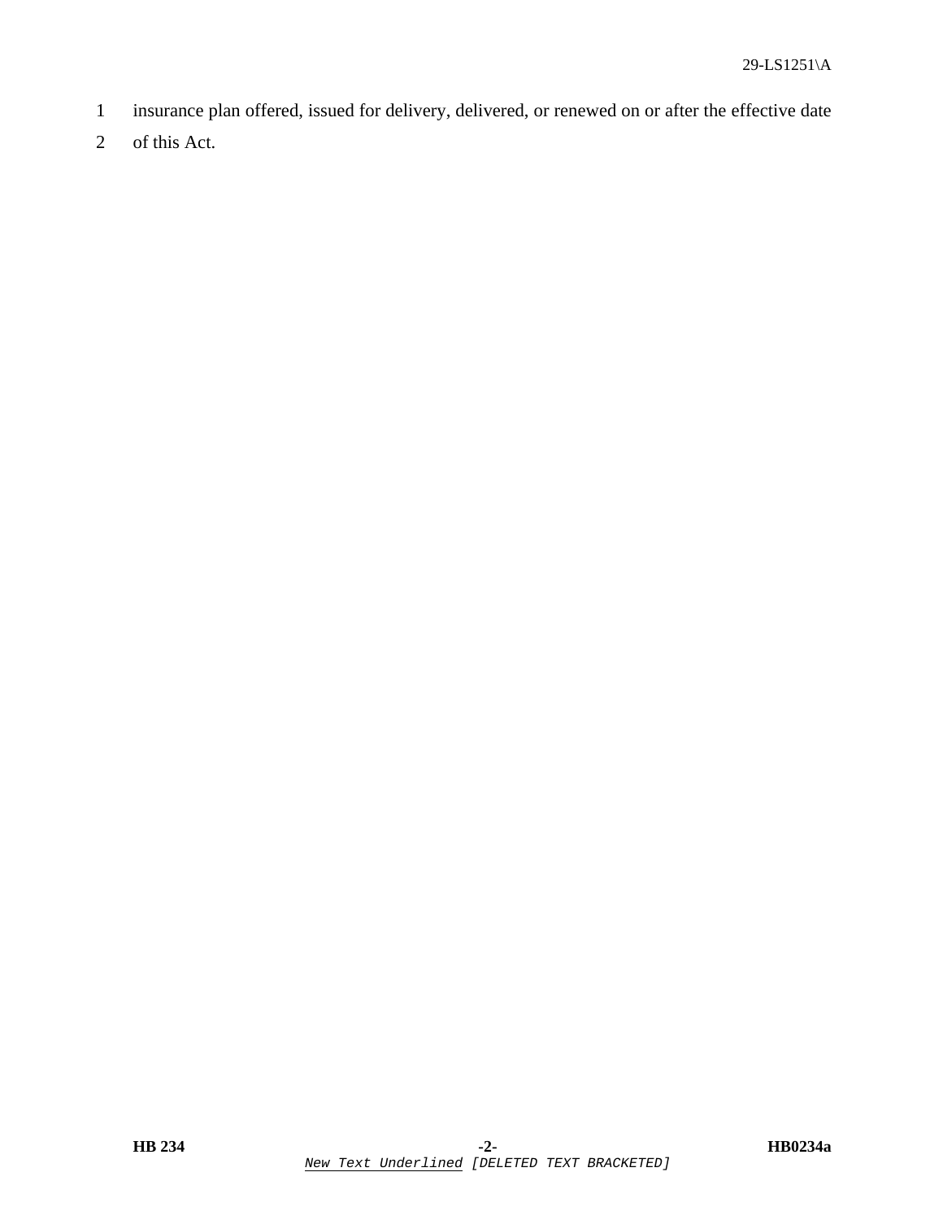insurance plan offered, issued for delivery, delivered, or renewed on or after the effective date of this Act.